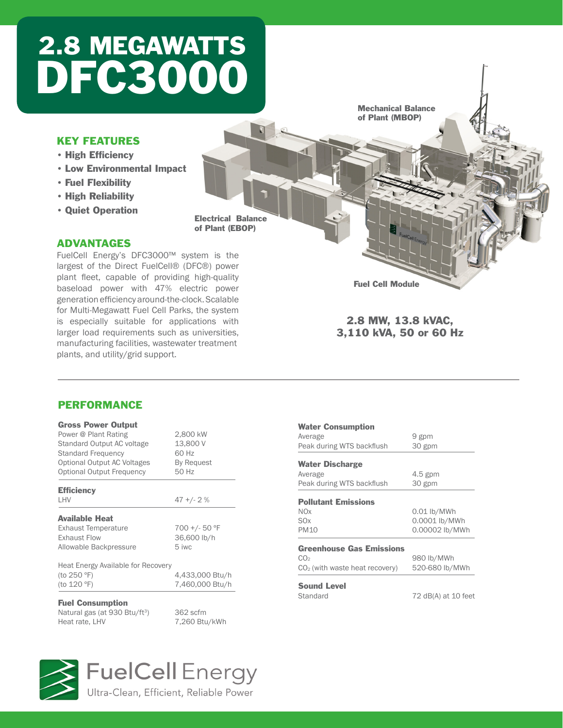# 2.8 MEGAWATTS DFC3000

## KEY FEATURES

- **High Efficiency**
- **Low Environmental Impact**
- **Fuel Flexibility**
- **High Reliability**
- **Quiet Operation**

## ADVANTAGES

FuelCell Energy's DFC3000™ system is the largest of the Direct FuelCell® (DFC®) power plant fleet, capable of providing high-quality baseload power with 47% electric power generation efficiency around-the-clock. Scalable for Multi-Megawatt Fuel Cell Parks, the system is especially suitable for applications with larger load requirements such as universities, manufacturing facilities, wastewater treatment plants, and utility/grid support.

**Mechanical Balance of Plant (MBOP)**

**Electrical Balance of Plant (EBOP)**

**Fuel Cell Module**

**2.8 MW, 13.8 kVAC, 3,110 kVA, 50 or 60 Hz**

## PERFORMANCE

| **Gross Power Output** | |
|---|---|
| Power @ Plant Rating | 2,800 kW |
| Standard Output AC voltage | 13,800 V |
| Standard Frequency | 60 Hz |
| Optional Output AC Voltages | By Request |
| Optional Output Frequency | 50 Hz |

| **Efficiency** | |
|---|---|
| LHV | 47 +/- 2 % |

| **Available Heat** | |
|---|---|
| Exhaust Temperature | 700 +/- 50 °F |
| Exhaust Flow | 36,600 lb/h |
| Allowable Backpressure | 5 iwc |
| Heat Energy Available for Recovery | |
| (to 250 °F) | 4,433,000 Btu/h |
| (to 120 °F) | 7,460,000 Btu/h |

| **Fuel Consumption** | |
|---|---|
| Natural gas (at 930 Btu/ft$^3$) | 362 scfm |
| Heat rate, LHV | 7,260 Btu/kWh |

| **Water Consumption** | |
|---|---|
| Average | 9 gpm |
| Peak during WTS backflush | 30 gpm |

| **Water Discharge** | |
|---|---|
| Average | 4.5 gpm |
| Peak during WTS backflush | 30 gpm |

| **Pollutant Emissions** | |
|---|---|
| $NO_x$ | 0.01 lb/MWh |
| $SO_x$ | 0.0001 lb/MWh |
| PM10 | 0.00002 lb/MWh |

| **Greenhouse Gas Emissions** | |
|---|---|
| $CO_2$ | 980 lb/MWh |
| $CO_2$ (with waste heat recovery) | 520-680 lb/MWh |

| **Sound Level** | |
|---|---|
| Standard | 72 dB(A) at 10 feet |

FuelCell Energy
Ultra-Clean, Efficient, Reliable Power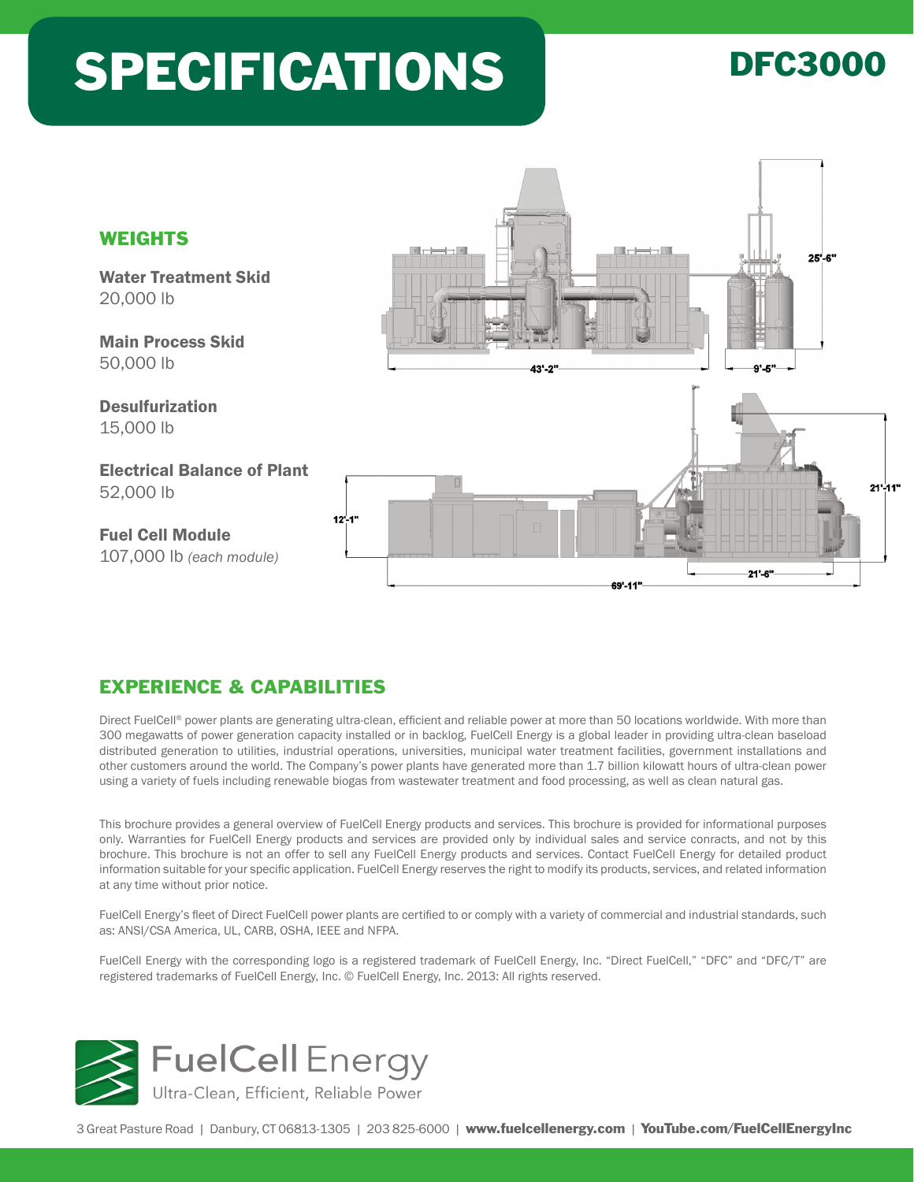# SPECIFICATIONS

## DFC3000

### WEIGHTS

**Water Treatment Skid**
20,000 lb

**Main Process Skid**
50,000 lb

**Desulfurization**
15,000 lb

**Electrical Balance of Plant**
52,000 lb

**Fuel Cell Module**
107,000 lb *(each module)*

25'-6"

43'-2"

9'-5"

21'-11"

12'-1"

21'-6"

69'-11"

### EXPERIENCE & CAPABILITIES

Direct FuelCell® power plants are generating ultra-clean, efficient and reliable power at more than 50 locations worldwide. With more than 300 megawatts of power generation capacity installed or in backlog, FuelCell Energy is a global leader in providing ultra-clean baseload distributed generation to utilities, industrial operations, universities, municipal water treatment facilities, government installations and other customers around the world. The Company's power plants have generated more than 1.7 billion kilowatt hours of ultra-clean power using a variety of fuels including renewable biogas from wastewater treatment and food processing, as well as clean natural gas.

This brochure provides a general overview of FuelCell Energy products and services. This brochure is provided for informational purposes only. Warranties for FuelCell Energy products and services are provided only by individual sales and service conracts, and not by this brochure. This brochure is not an offer to sell any FuelCell Energy products and services. Contact FuelCell Energy for detailed product information suitable for your specific application. FuelCell Energy reserves the right to modify its products, services, and related information at any time without prior notice.

FuelCell Energy's fleet of Direct FuelCell power plants are certified to or comply with a variety of commercial and industrial standards, such as: ANSI/CSA America, UL, CARB, OSHA, IEEE and NFPA.

FuelCell Energy with the corresponding logo is a registered trademark of FuelCell Energy, Inc. "Direct FuelCell," "DFC" and "DFC/T" are registered trademarks of FuelCell Energy, Inc. © FuelCell Energy, Inc. 2013: All rights reserved.

FuelCell Energy
Ultra-Clean, Efficient, Reliable Power

3 Great Pasture Road | Danbury, CT 06813-1305 | 203 825-6000 | **www.fuelcellenergy.com** | **YouTube.com/FuelCellEnergyInc**